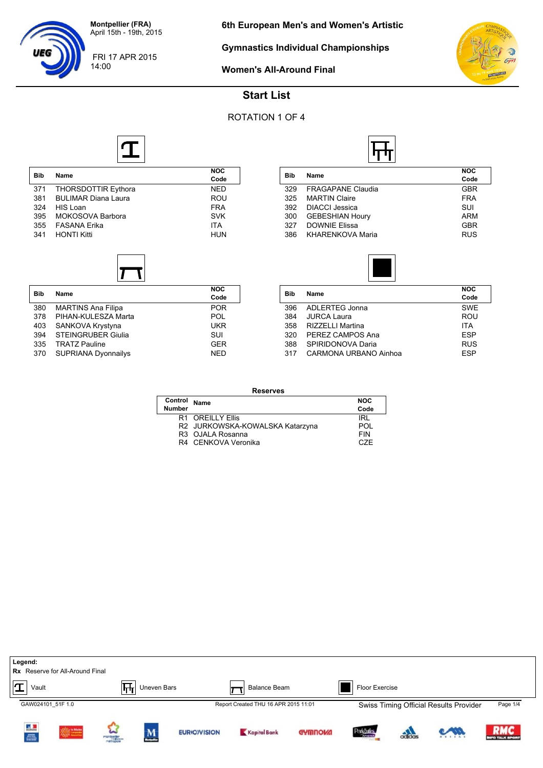Montpellier (FRA)
April 15th - 19th, 2015

FRI 17 APR 2015
14:00

# 6th European Men's and Women's Artistic Gymnastics Individual Championships

## Women's All-Around Final

## Start List

ROTATION 1 OF 4

### Vault

| Bib | Name | NOC Code |
|---|---|---|
| 371 | THORSDOTTIR Eythora | NED |
| 381 | BULIMAR Diana Laura | ROU |
| 324 | HIS Loan | FRA |
| 395 | MOKOSOVA Barbora | SVK |
| 355 | FASANA Erika | ITA |
| 341 | HONTI Kitti | HUN |

### Uneven Bars

| Bib | Name | NOC Code |
|---|---|---|
| 329 | FRAGAPANE Claudia | GBR |
| 325 | MARTIN Claire | FRA |
| 392 | DIACCI Jessica | SUI |
| 300 | GEBESHIAN Houry | ARM |
| 327 | DOWNIE Elissa | GBR |
| 386 | KHARENKOVA Maria | RUS |

### Balance Beam

| Bib | Name | NOC Code |
|---|---|---|
| 380 | MARTINS Ana Filipa | POR |
| 378 | PIHAN-KULESZA Marta | POL |
| 403 | SANKOVA Krystyna | UKR |
| 394 | STEINGRUBER Giulia | SUI |
| 335 | TRATZ Pauline | GER |
| 370 | SUPRIANA Dyonnailys | NED |

### Floor Exercise

| Bib | Name | NOC Code |
|---|---|---|
| 396 | ADLERTEG Jonna | SWE |
| 384 | JURCA Laura | ROU |
| 358 | RIZZELLI Martina | ITA |
| 320 | PEREZ CAMPOS Ana | ESP |
| 388 | SPIRIDONOVA Daria | RUS |
| 317 | CARMONA URBANO Ainhoa | ESP |

### Reserves

| Control Number | Name | NOC Code |
|---|---|---|
| R1 | OREILLY Ellis | IRL |
| R2 | JURKOWSKA-KOWALSKA Katarzyna | POL |
| R3 | OJALA Rosanna | FIN |
| R4 | CENKOVA Veronika | CZE |

**Legend:**
**Rx** Reserve for All-Around Final
Vault | Uneven Bars | Balance Beam | Floor Exercise

GAW024101_51F 1.0 | Report Created THU 16 APR 2015 11:01 | Swiss Timing Official Results Provider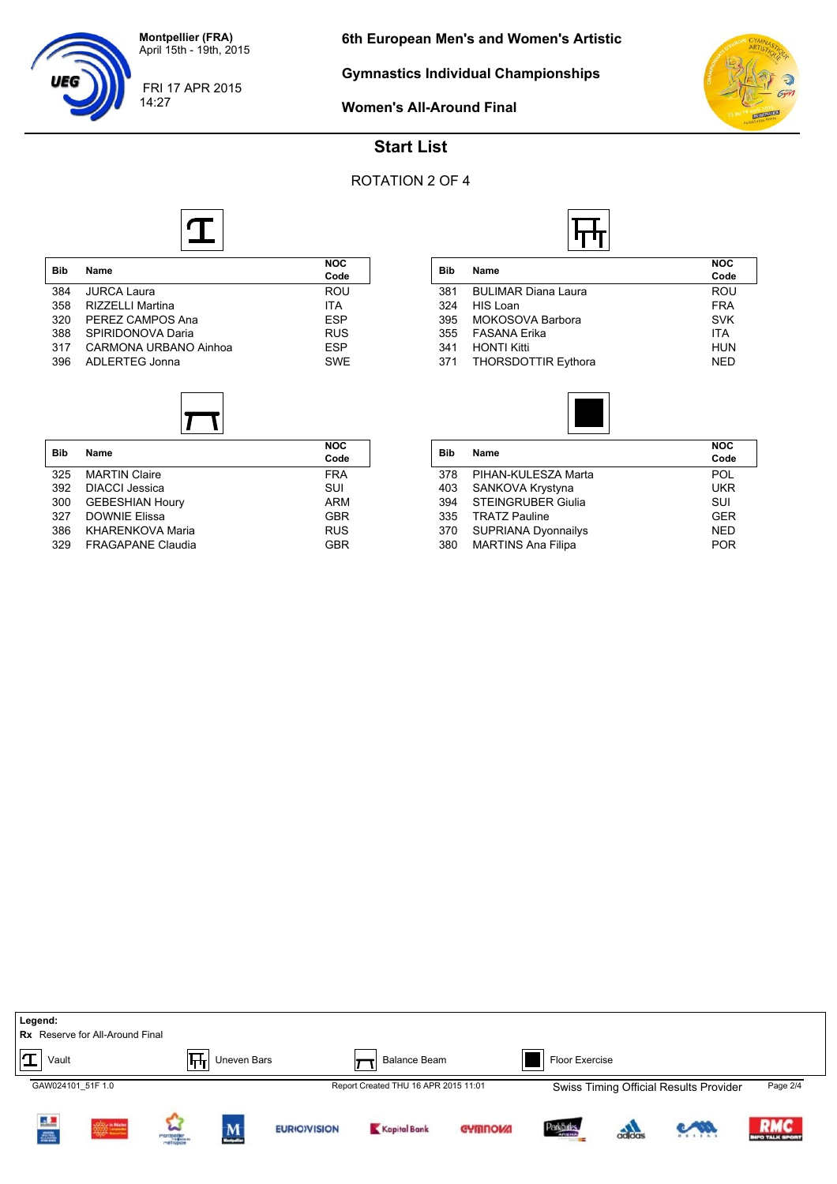Montpellier (FRA)
April 15th - 19th, 2015

FRI 17 APR 2015
14:27

# 6th European Men's and Women's Artistic Gymnastics Individual Championships

## Women's All-Around Final

## Start List

ROTATION 2 OF 4

### Vault

| Bib | Name | NOC Code |
|---|---|---|
| 384 | JURCA Laura | ROU |
| 358 | RIZZELLI Martina | ITA |
| 320 | PEREZ CAMPOS Ana | ESP |
| 388 | SPIRIDONOVA Daria | RUS |
| 317 | CARMONA URBANO Ainhoa | ESP |
| 396 | ADLERTEG Jonna | SWE |

### Uneven Bars

| Bib | Name | NOC Code |
|---|---|---|
| 381 | BULIMAR Diana Laura | ROU |
| 324 | HIS Loan | FRA |
| 395 | MOKOSOVA Barbora | SVK |
| 355 | FASANA Erika | ITA |
| 341 | HONTI Kitti | HUN |
| 371 | THORSDOTTIR Eythora | NED |

### Balance Beam

| Bib | Name | NOC Code |
|---|---|---|
| 325 | MARTIN Claire | FRA |
| 392 | DIACCI Jessica | SUI |
| 300 | GEBESHIAN Houry | ARM |
| 327 | DOWNIE Elissa | GBR |
| 386 | KHARENKOVA Maria | RUS |
| 329 | FRAGAPANE Claudia | GBR |

### Floor Exercise

| Bib | Name | NOC Code |
|---|---|---|
| 378 | PIHAN-KULESZA Marta | POL |
| 403 | SANKOVA Krystyna | UKR |
| 394 | STEINGRUBER Giulia | SUI |
| 335 | TRATZ Pauline | GER |
| 370 | SUPRIANA Dyonnailys | NED |
| 380 | MARTINS Ana Filipa | POR |

**Legend:**
**Rx** Reserve for All-Around Final
Vault | Uneven Bars | Balance Beam | Floor Exercise

GAW024101_51F 1.0 | Report Created THU 16 APR 2015 11:01 | Swiss Timing Official Results Provider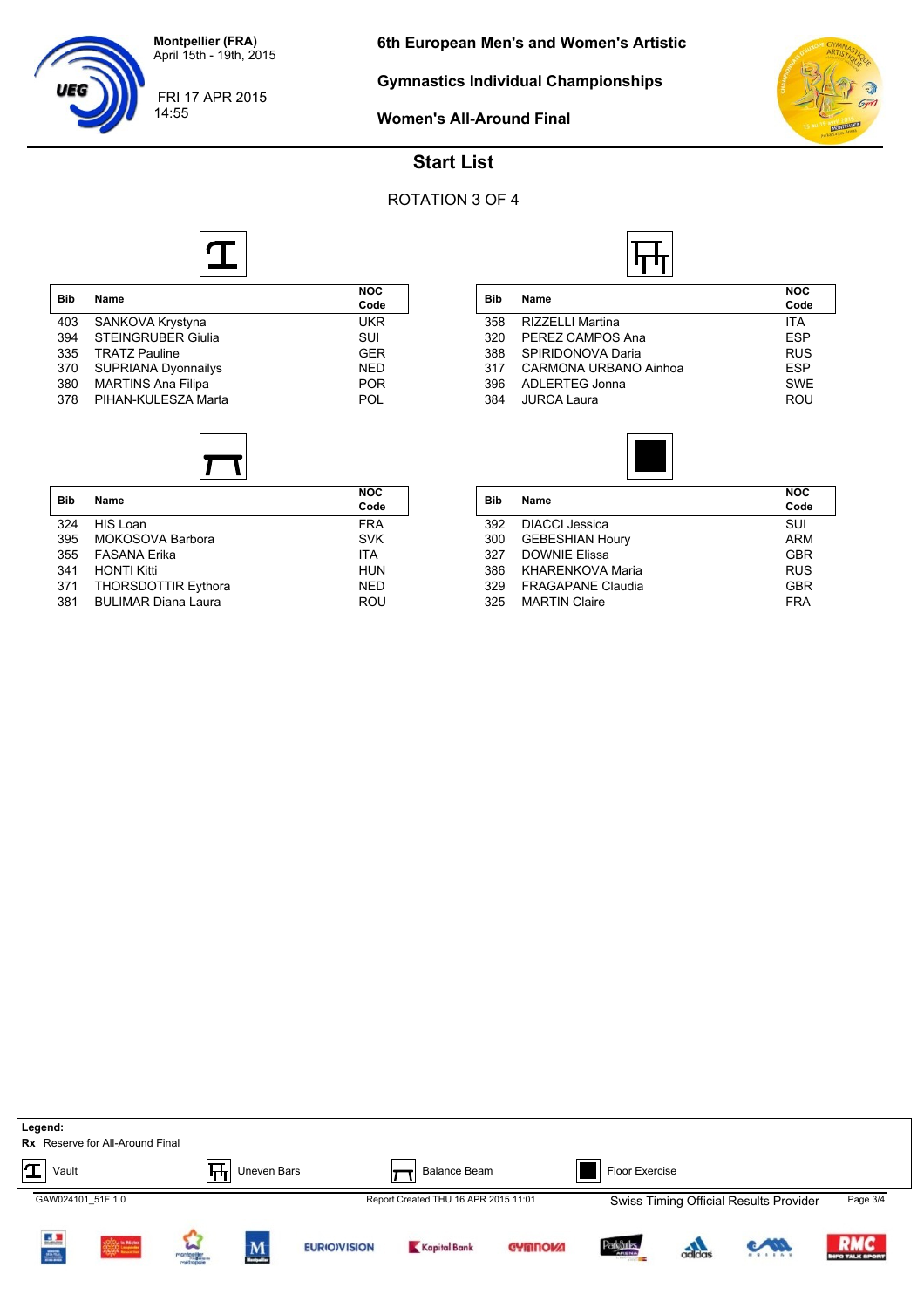Montpellier (FRA)
April 15th - 19th, 2015

FRI 17 APR 2015
14:55

# 6th European Men's and Women's Artistic Gymnastics Individual Championships

## Women's All-Around Final

## Start List

ROTATION 3 OF 4

### Vault

| Bib | Name | NOC Code |
|---|---|---|
| 403 | SANKOVA Krystyna | UKR |
| 394 | STEINGRUBER Giulia | SUI |
| 335 | TRATZ Pauline | GER |
| 370 | SUPRIANA Dyonnailys | NED |
| 380 | MARTINS Ana Filipa | POR |
| 378 | PIHAN-KULESZA Marta | POL |

### Uneven Bars

| Bib | Name | NOC Code |
|---|---|---|
| 358 | RIZZELLI Martina | ITA |
| 320 | PEREZ CAMPOS Ana | ESP |
| 388 | SPIRIDONOVA Daria | RUS |
| 317 | CARMONA URBANO Ainhoa | ESP |
| 396 | ADLERTEG Jonna | SWE |
| 384 | JURCA Laura | ROU |

### Balance Beam

| Bib | Name | NOC Code |
|---|---|---|
| 324 | HIS Loan | FRA |
| 395 | MOKOSOVA Barbora | SVK |
| 355 | FASANA Erika | ITA |
| 341 | HONTI Kitti | HUN |
| 371 | THORSDOTTIR Eythora | NED |
| 381 | BULIMAR Diana Laura | ROU |

### Floor Exercise

| Bib | Name | NOC Code |
|---|---|---|
| 392 | DIACCI Jessica | SUI |
| 300 | GEBESHIAN Houry | ARM |
| 327 | DOWNIE Elissa | GBR |
| 386 | KHARENKOVA Maria | RUS |
| 329 | FRAGAPANE Claudia | GBR |
| 325 | MARTIN Claire | FRA |

**Legend:**
**Rx** Reserve for All-Around Final
Vault | Uneven Bars | Balance Beam | Floor Exercise

GAW024101_51F 1.0 | Report Created THU 16 APR 2015 11:01 | Swiss Timing Official Results Provider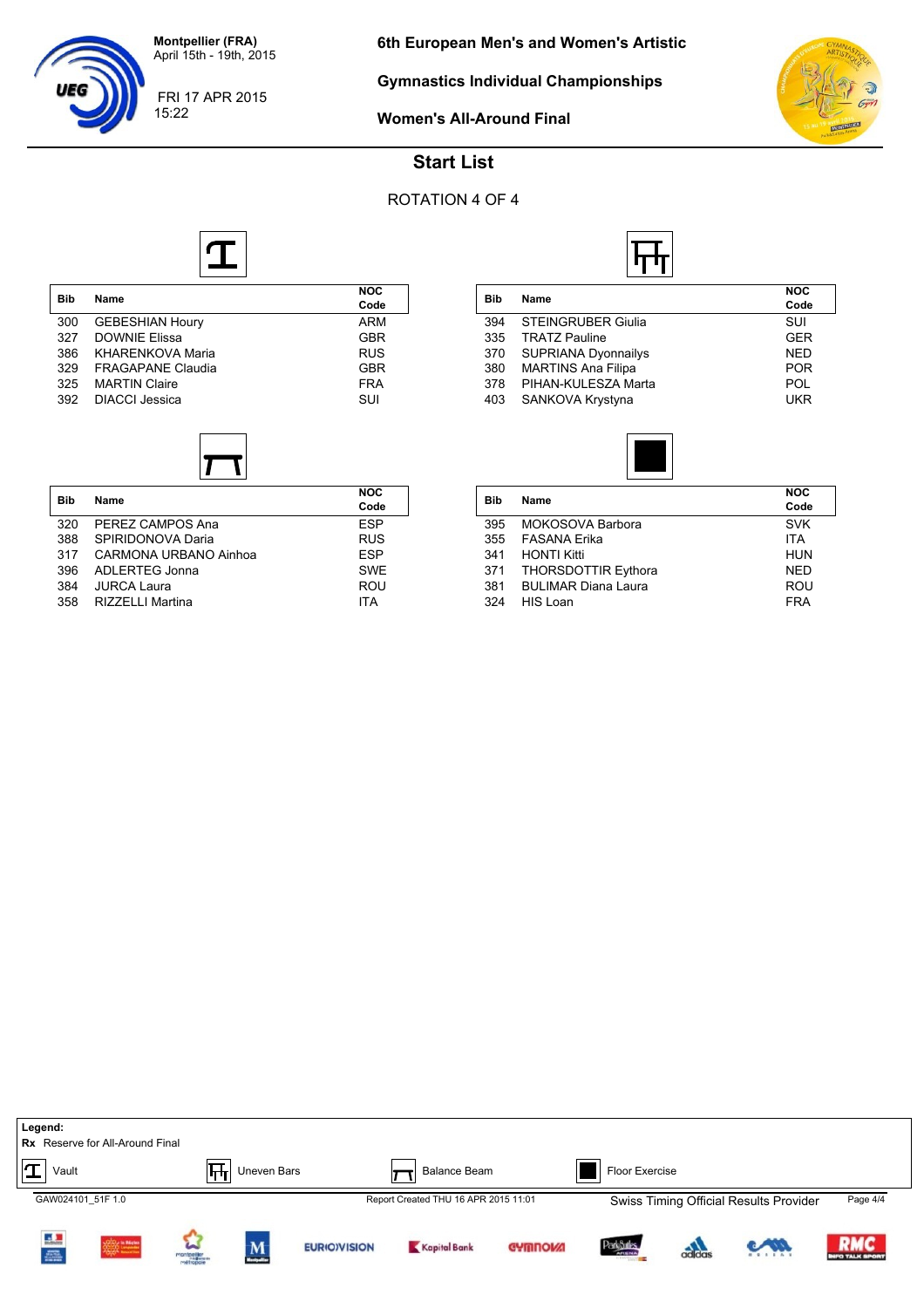Montpellier (FRA)
April 15th - 19th, 2015

FRI 17 APR 2015
15:22

**6th European Men's and Women's Artistic**

**Gymnastics Individual Championships**

**Women's All-Around Final**

## Start List

ROTATION 4 OF 4

**Vault**

| Bib | Name | NOC Code |
|---|---|---|
| 300 | GEBESHIAN Houry | ARM |
| 327 | DOWNIE Elissa | GBR |
| 386 | KHARENKOVA Maria | RUS |
| 329 | FRAGAPANE Claudia | GBR |
| 325 | MARTIN Claire | FRA |
| 392 | DIACCI Jessica | SUI |

**Uneven Bars**

| Bib | Name | NOC Code |
|---|---|---|
| 394 | STEINGRUBER Giulia | SUI |
| 335 | TRATZ Pauline | GER |
| 370 | SUPRIANA Dyonnailys | NED |
| 380 | MARTINS Ana Filipa | POR |
| 378 | PIHAN-KULESZA Marta | POL |
| 403 | SANKOVA Krystyna | UKR |

**Balance Beam**

| Bib | Name | NOC Code |
|---|---|---|
| 320 | PEREZ CAMPOS Ana | ESP |
| 388 | SPIRIDONOVA Daria | RUS |
| 317 | CARMONA URBANO Ainhoa | ESP |
| 396 | ADLERTEG Jonna | SWE |
| 384 | JURCA Laura | ROU |
| 358 | RIZZELLI Martina | ITA |

**Floor Exercise**

| Bib | Name | NOC Code |
|---|---|---|
| 395 | MOKOSOVA Barbora | SVK |
| 355 | FASANA Erika | ITA |
| 341 | HONTI Kitti | HUN |
| 371 | THORSDOTTIR Eythora | NED |
| 381 | BULIMAR Diana Laura | ROU |
| 324 | HIS Loan | FRA |

**Legend:**
**Rx** Reserve for All-Around Final
Vault | Uneven Bars | Balance Beam | Floor Exercise

GAW024101_51F 1.0 | Report Created THU 16 APR 2015 11:01 | Swiss Timing Official Results Provider